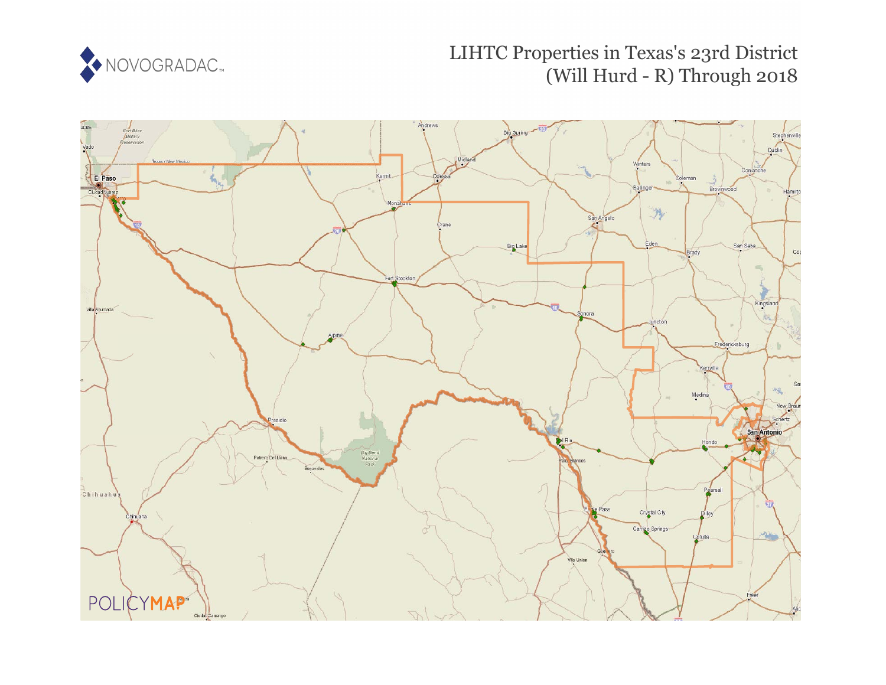# LIHTC Properties in Texas's 23rd District (Will Hurd - R) Through 2018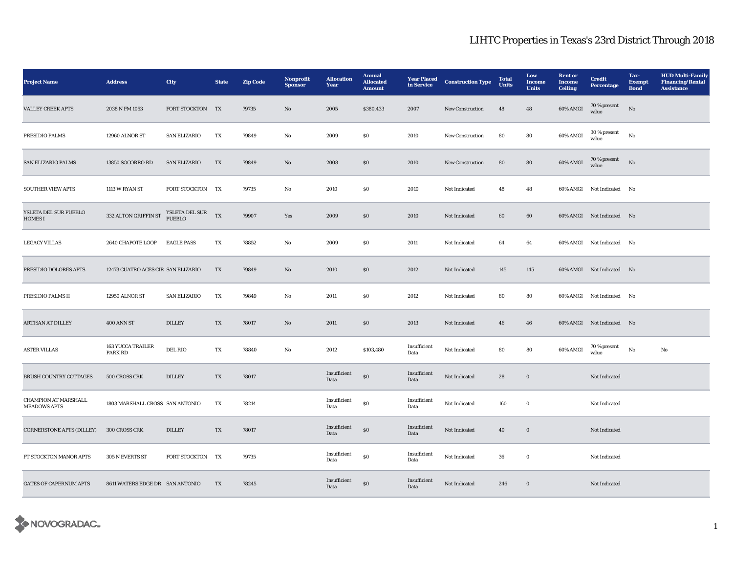# LIHTC Properties in Texas's 23rd District Through 2018

| Project Name | Address | City | State | Zip Code | Nonprofit Sponsor | Allocation Year | Annual Allocated Amount | Year Placed in Service | Construction Type | Total Units | Low Income Units | Rent or Income Ceiling | Credit Percentage | Tax-Exempt Bond | HUD Multi-Family Financing/Rental Assistance |
|---|---|---|---|---|---|---|---|---|---|---|---|---|---|---|---|
| VALLEY CREEK APTS | 2038 N FM 1053 | FORT STOCKTON | TX | 79735 | No | 2005 | $380,433 | 2007 | New Construction | 48 | 48 | 60% AMGI | 70 % present value | No | |
| PRESIDIO PALMS | 12960 ALNOR ST | SAN ELIZARIO | TX | 79849 | No | 2009 | $0 | 2010 | New Construction | 80 | 80 | 60% AMGI | 30 % present value | No | |
| SAN ELIZARIO PALMS | 13850 SOCORRO RD | SAN ELIZARIO | TX | 79849 | No | 2008 | $0 | 2010 | New Construction | 80 | 80 | 60% AMGI | 70 % present value | No | |
| SOUTHER VIEW APTS | 1113 W RYAN ST | FORT STOCKTON | TX | 79735 | No | 2010 | $0 | 2010 | Not Indicated | 48 | 48 | 60% AMGI | Not Indicated | No | |
| YSLETA DEL SUR PUEBLO HOMES I | 332 ALTON GRIFFIN ST | YSLETA DEL SUR PUEBLO | TX | 79907 | Yes | 2009 | $0 | 2010 | Not Indicated | 60 | 60 | 60% AMGI | Not Indicated | No | |
| LEGACY VILLAS | 2640 CHAPOTE LOOP | EAGLE PASS | TX | 78852 | No | 2009 | $0 | 2011 | Not Indicated | 64 | 64 | 60% AMGI | Not Indicated | No | |
| PRESIDIO DOLORES APTS | 12473 CUATRO ACES CIR | SAN ELIZARIO | TX | 79849 | No | 2010 | $0 | 2012 | Not Indicated | 145 | 145 | 60% AMGI | Not Indicated | No | |
| PRESIDIO PALMS II | 12950 ALNOR ST | SAN ELIZARIO | TX | 79849 | No | 2011 | $0 | 2012 | Not Indicated | 80 | 80 | 60% AMGI | Not Indicated | No | |
| ARTISAN AT DILLEY | 400 ANN ST | DILLEY | TX | 78017 | No | 2011 | $0 | 2013 | Not Indicated | 46 | 46 | 60% AMGI | Not Indicated | No | |
| ASTER VILLAS | 163 YUCCA TRAILER PARK RD | DEL RIO | TX | 78840 | No | 2012 | $103,480 | Insufficient Data | Not Indicated | 80 | 80 | 60% AMGI | 70 % present value | No | No |
| BRUSH COUNTRY COTTAGES | 500 CROSS CRK | DILLEY | TX | 78017 | | Insufficient Data | $0 | Insufficient Data | Not Indicated | 28 | 0 | | Not Indicated | | |
| CHAMPION AT MARSHALL MEADOWS APTS | 1803 MARSHALL CROSS | SAN ANTONIO | TX | 78214 | | Insufficient Data | $0 | Insufficient Data | Not Indicated | 160 | 0 | | Not Indicated | | |
| CORNERSTONE APTS (DILLEY) | 300 CROSS CRK | DILLEY | TX | 78017 | | Insufficient Data | $0 | Insufficient Data | Not Indicated | 40 | 0 | | Not Indicated | | |
| FT STOCKTON MANOR APTS | 305 N EVERTS ST | FORT STOCKTON | TX | 79735 | | Insufficient Data | $0 | Insufficient Data | Not Indicated | 36 | 0 | | Not Indicated | | |
| GATES OF CAPERNUM APTS | 8611 WATERS EDGE DR | SAN ANTONIO | TX | 78245 | | Insufficient Data | $0 | Insufficient Data | Not Indicated | 246 | 0 | | Not Indicated | | |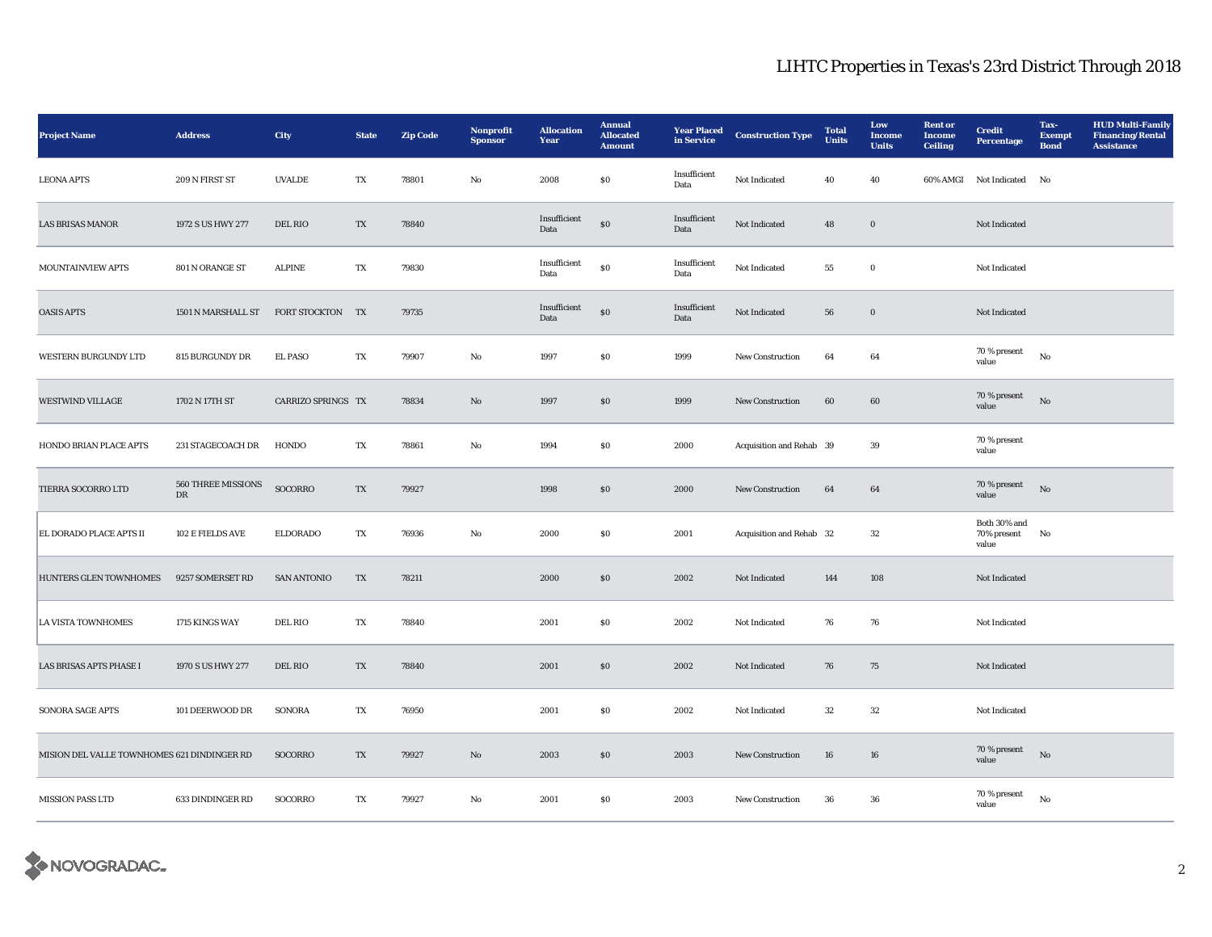# LIHTC Properties in Texas's 23rd District Through 2018

| Project Name | Address | City | State | Zip Code | Nonprofit Sponsor | Allocation Year | Annual Allocated Amount | Year Placed in Service | Construction Type | Total Units | Low Income Units | Rent or Income Ceiling | Credit Percentage | Tax-Exempt Bond | HUD Multi-Family Financing/Rental Assistance |
|---|---|---|---|---|---|---|---|---|---|---|---|---|---|---|---|
| LEONA APTS | 209 N FIRST ST | UVALDE | TX | 78801 | No | 2008 | $0 | Insufficient Data | Not Indicated | 40 | 40 | 60% AMGI | Not Indicated | No | |
| LAS BRISAS MANOR | 1972 S US HWY 277 | DEL RIO | TX | 78840 | | Insufficient Data | $0 | Insufficient Data | Not Indicated | 48 | 0 | | Not Indicated | | |
| MOUNTAINVIEW APTS | 801 N ORANGE ST | ALPINE | TX | 79830 | | Insufficient Data | $0 | Insufficient Data | Not Indicated | 55 | 0 | | Not Indicated | | |
| OASIS APTS | 1501 N MARSHALL ST | FORT STOCKTON | TX | 79735 | | Insufficient Data | $0 | Insufficient Data | Not Indicated | 56 | 0 | | Not Indicated | | |
| WESTERN BURGUNDY LTD | 815 BURGUNDY DR | EL PASO | TX | 79907 | No | 1997 | $0 | 1999 | New Construction | 64 | 64 | | 70 % present value | No | |
| WESTWIND VILLAGE | 1702 N 17TH ST | CARRIZO SPRINGS | TX | 78834 | No | 1997 | $0 | 1999 | New Construction | 60 | 60 | | 70 % present value | No | |
| HONDO BRIAN PLACE APTS | 231 STAGECOACH DR | HONDO | TX | 78861 | No | 1994 | $0 | 2000 | Acquisition and Rehab | 39 | 39 | | 70 % present value | | |
| TIERRA SOCORRO LTD | 560 THREE MISSIONS DR | SOCORRO | TX | 79927 | | 1998 | $0 | 2000 | New Construction | 64 | 64 | | 70 % present value | No | |
| EL DORADO PLACE APTS II | 102 E FIELDS AVE | ELDORADO | TX | 76936 | No | 2000 | $0 | 2001 | Acquisition and Rehab | 32 | 32 | | Both 30% and 70% present value | No | |
| HUNTERS GLEN TOWNHOMES | 9257 SOMERSET RD | SAN ANTONIO | TX | 78211 | | 2000 | $0 | 2002 | Not Indicated | 144 | 108 | | Not Indicated | | |
| LA VISTA TOWNHOMES | 1715 KINGS WAY | DEL RIO | TX | 78840 | | 2001 | $0 | 2002 | Not Indicated | 76 | 76 | | Not Indicated | | |
| LAS BRISAS APTS PHASE I | 1970 S US HWY 277 | DEL RIO | TX | 78840 | | 2001 | $0 | 2002 | Not Indicated | 76 | 75 | | Not Indicated | | |
| SONORA SAGE APTS | 101 DEERWOOD DR | SONORA | TX | 76950 | | 2001 | $0 | 2002 | Not Indicated | 32 | 32 | | Not Indicated | | |
| MISION DEL VALLE TOWNHOMES | 621 DINDINGER RD | SOCORRO | TX | 79927 | No | 2003 | $0 | 2003 | New Construction | 16 | 16 | | 70 % present value | No | |
| MISSION PASS LTD | 633 DINDINGER RD | SOCORRO | TX | 79927 | No | 2001 | $0 | 2003 | New Construction | 36 | 36 | | 70 % present value | No | |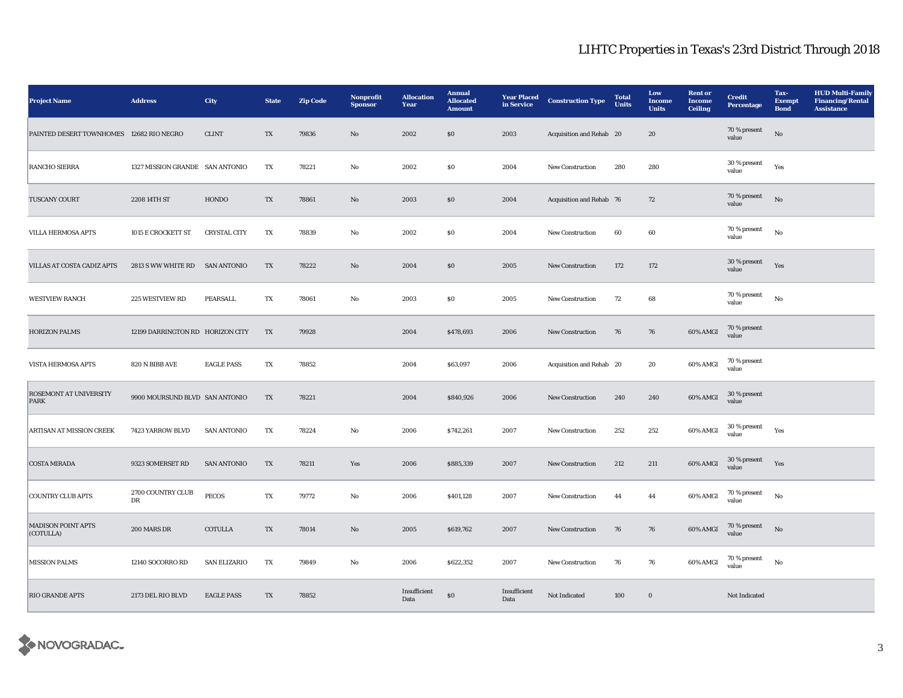# LIHTC Properties in Texas's 23rd District Through 2018

| Project Name | Address | City | State | Zip Code | Nonprofit Sponsor | Allocation Year | Annual Allocated Amount | Year Placed in Service | Construction Type | Total Units | Low Income Units | Rent or Income Ceiling | Credit Percentage | Tax-Exempt Bond | HUD Multi-Family Financing/Rental Assistance |
|---|---|---|---|---|---|---|---|---|---|---|---|---|---|---|---|
| PAINTED DESERT TOWNHOMES | 12682 RIO NEGRO | CLINT | TX | 79836 | No | 2002 | $0 | 2003 | Acquisition and Rehab | 20 | 20 | | 70 % present value | No | |
| RANCHO SIERRA | 1327 MISSION GRANDE | SAN ANTONIO | TX | 78221 | No | 2002 | $0 | 2004 | New Construction | 280 | 280 | | 30 % present value | Yes | |
| TUSCANY COURT | 2208 14TH ST | HONDO | TX | 78861 | No | 2003 | $0 | 2004 | Acquisition and Rehab | 76 | 72 | | 70 % present value | No | |
| VILLA HERMOSA APTS | 1015 E CROCKETT ST | CRYSTAL CITY | TX | 78839 | No | 2002 | $0 | 2004 | New Construction | 60 | 60 | | 70 % present value | No | |
| VILLAS AT COSTA CADIZ APTS | 2813 S WW WHITE RD | SAN ANTONIO | TX | 78222 | No | 2004 | $0 | 2005 | New Construction | 172 | 172 | | 30 % present value | Yes | |
| WESTVIEW RANCH | 225 WESTVIEW RD | PEARSALL | TX | 78061 | No | 2003 | $0 | 2005 | New Construction | 72 | 68 | | 70 % present value | No | |
| HORIZON PALMS | 12199 DARRINGTON RD | HORIZON CITY | TX | 79928 | | 2004 | $478,693 | 2006 | New Construction | 76 | 76 | 60% AMGI | 70 % present value | | |
| VISTA HERMOSA APTS | 820 N BIBB AVE | EAGLE PASS | TX | 78852 | | 2004 | $63,097 | 2006 | Acquisition and Rehab | 20 | 20 | 60% AMGI | 70 % present value | | |
| ROSEMONT AT UNIVERSITY PARK | 9900 MOURSUND BLVD | SAN ANTONIO | TX | 78221 | | 2004 | $840,926 | 2006 | New Construction | 240 | 240 | 60% AMGI | 30 % present value | | |
| ARTISAN AT MISSION CREEK | 7423 YARROW BLVD | SAN ANTONIO | TX | 78224 | No | 2006 | $742,261 | 2007 | New Construction | 252 | 252 | 60% AMGI | 30 % present value | Yes | |
| COSTA MIRADA | 9323 SOMERSET RD | SAN ANTONIO | TX | 78211 | Yes | 2006 | $885,339 | 2007 | New Construction | 212 | 211 | 60% AMGI | 30 % present value | Yes | |
| COUNTRY CLUB APTS | 2700 COUNTRY CLUB DR | PECOS | TX | 79772 | No | 2006 | $401,128 | 2007 | New Construction | 44 | 44 | 60% AMGI | 70 % present value | No | |
| MADISON POINT APTS (COTULLA) | 200 MARS DR | COTULLA | TX | 78014 | No | 2005 | $619,762 | 2007 | New Construction | 76 | 76 | 60% AMGI | 70 % present value | No | |
| MISSION PALMS | 12140 SOCORRO RD | SAN ELIZARIO | TX | 79849 | No | 2006 | $622,352 | 2007 | New Construction | 76 | 76 | 60% AMGI | 70 % present value | No | |
| RIO GRANDE APTS | 2173 DEL RIO BLVD | EAGLE PASS | TX | 78852 | | Insufficient Data | $0 | Insufficient Data | Not Indicated | 100 | 0 | | Not Indicated | | |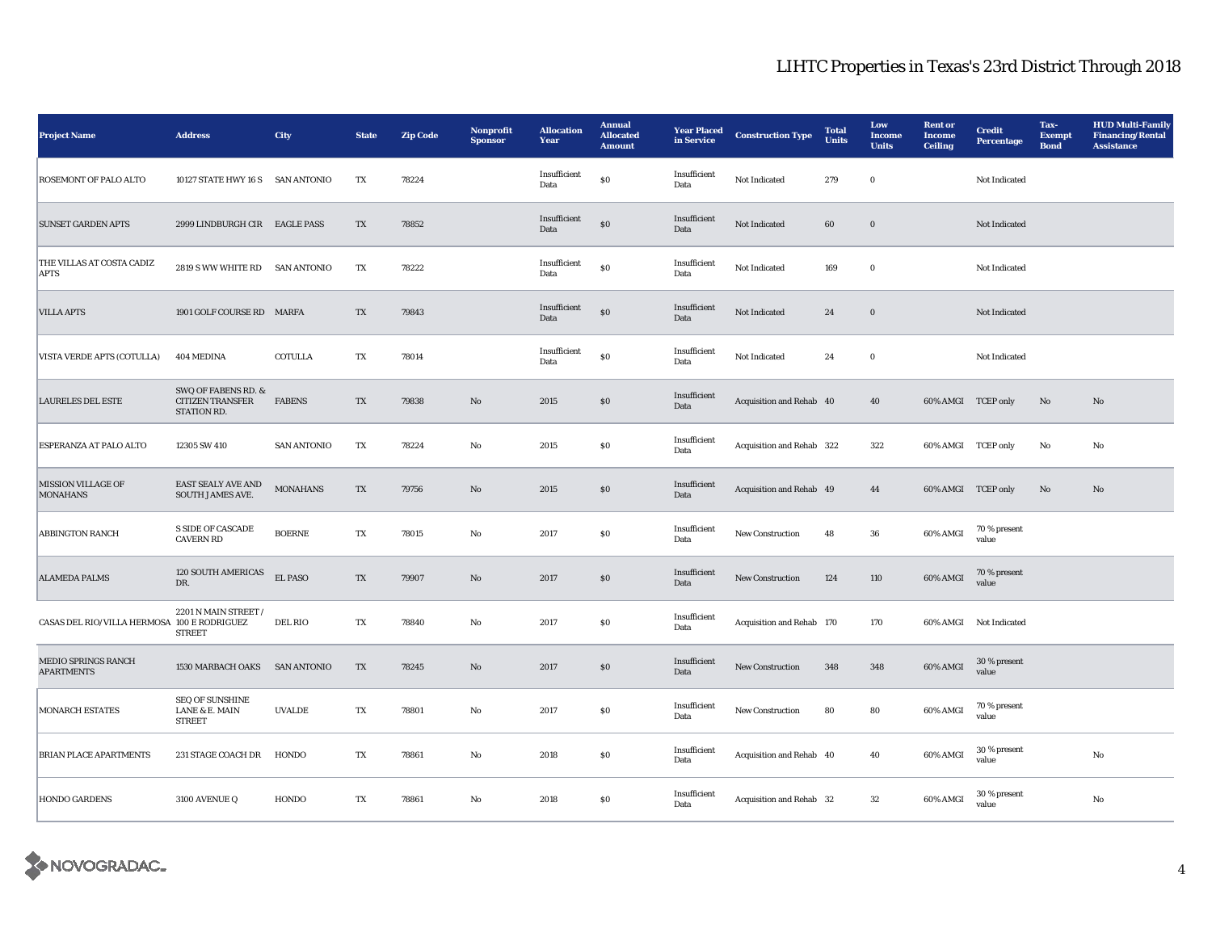# LIHTC Properties in Texas's 23rd District Through 2018

| Project Name | Address | City | State | Zip Code | Nonprofit Sponsor | Allocation Year | Annual Allocated Amount | Year Placed in Service | Construction Type | Total Units | Low Income Units | Rent or Income Ceiling | Credit Percentage | Tax-Exempt Bond | HUD Multi-Family Financing/Rental Assistance |
|---|---|---|---|---|---|---|---|---|---|---|---|---|---|---|---|
| ROSEMONT OF PALO ALTO | 10127 STATE HWY 16 S | SAN ANTONIO | TX | 78224 | | Insufficient Data | $0 | Insufficient Data | Not Indicated | 279 | 0 | | Not Indicated | | |
| SUNSET GARDEN APTS | 2999 LINDBURGH CIR | EAGLE PASS | TX | 78852 | | Insufficient Data | $0 | Insufficient Data | Not Indicated | 60 | 0 | | Not Indicated | | |
| THE VILLAS AT COSTA CADIZ APTS | 2819 S WW WHITE RD | SAN ANTONIO | TX | 78222 | | Insufficient Data | $0 | Insufficient Data | Not Indicated | 169 | 0 | | Not Indicated | | |
| VILLA APTS | 1901 GOLF COURSE RD | MARFA | TX | 79843 | | Insufficient Data | $0 | Insufficient Data | Not Indicated | 24 | 0 | | Not Indicated | | |
| VISTA VERDE APTS (COTULLA) | 404 MEDINA | COTULLA | TX | 78014 | | Insufficient Data | $0 | Insufficient Data | Not Indicated | 24 | 0 | | Not Indicated | | |
| LAURELES DEL ESTE | SWQ OF FABENS RD. & CITIZEN TRANSFER STATION RD. | FABENS | TX | 79838 | No | 2015 | $0 | Insufficient Data | Acquisition and Rehab | 40 | 40 | 60% AMGI | TCEP only | No | No |
| ESPERANZA AT PALO ALTO | 12305 SW 410 | SAN ANTONIO | TX | 78224 | No | 2015 | $0 | Insufficient Data | Acquisition and Rehab | 322 | 322 | 60% AMGI | TCEP only | No | No |
| MISSION VILLAGE OF MONAHANS | EAST SEALY AVE AND SOUTH JAMES AVE. | MONAHANS | TX | 79756 | No | 2015 | $0 | Insufficient Data | Acquisition and Rehab | 49 | 44 | 60% AMGI | TCEP only | No | No |
| ABBINGTON RANCH | S SIDE OF CASCADE CAVERN RD | BOERNE | TX | 78015 | No | 2017 | $0 | Insufficient Data | New Construction | 48 | 36 | 60% AMGI | 70 % present value | | |
| ALAMEDA PALMS | 120 SOUTH AMERICAS DR. | EL PASO | TX | 79907 | No | 2017 | $0 | Insufficient Data | New Construction | 124 | 110 | 60% AMGI | 70 % present value | | |
| CASAS DEL RIO/VILLA HERMOSA | 2201 N MAIN STREET / 100 E RODRIGUEZ STREET | DEL RIO | TX | 78840 | No | 2017 | $0 | Insufficient Data | Acquisition and Rehab | 170 | 170 | 60% AMGI | Not Indicated | | |
| MEDIO SPRINGS RANCH APARTMENTS | 1530 MARBACH OAKS | SAN ANTONIO | TX | 78245 | No | 2017 | $0 | Insufficient Data | New Construction | 348 | 348 | 60% AMGI | 30 % present value | | |
| MONARCH ESTATES | SEQ OF SUNSHINE LANE & E. MAIN STREET | UVALDE | TX | 78801 | No | 2017 | $0 | Insufficient Data | New Construction | 80 | 80 | 60% AMGI | 70 % present value | | |
| BRIAN PLACE APARTMENTS | 231 STAGE COACH DR | HONDO | TX | 78861 | No | 2018 | $0 | Insufficient Data | Acquisition and Rehab | 40 | 40 | 60% AMGI | 30 % present value | | No |
| HONDO GARDENS | 3100 AVENUE Q | HONDO | TX | 78861 | No | 2018 | $0 | Insufficient Data | Acquisition and Rehab | 32 | 32 | 60% AMGI | 30 % present value | | No |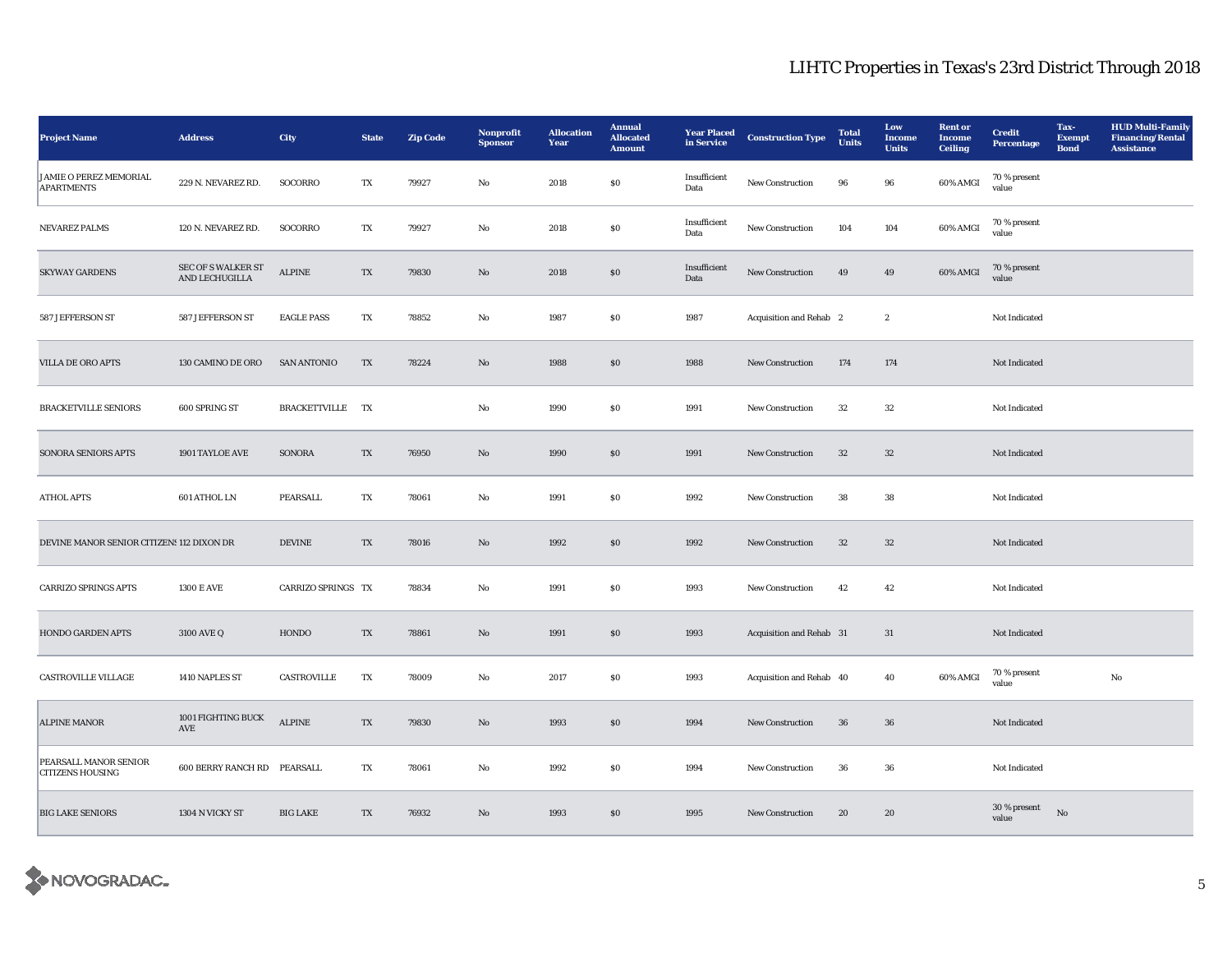## LIHTC Properties in Texas's 23rd District Through 2018

| Project Name | Address | City | State | Zip Code | Nonprofit Sponsor | Allocation Year | Annual Allocated Amount | Year Placed in Service | Construction Type | Total Units | Low Income Units | Rent or Income Ceiling | Credit Percentage | Tax-Exempt Bond | HUD Multi-Family Financing/Rental Assistance |
|---|---|---|---|---|---|---|---|---|---|---|---|---|---|---|---|
| JAMIE O PEREZ MEMORIAL APARTMENTS | 229 N. NEVAREZ RD. | SOCORRO | TX | 79927 | No | 2018 | $0 | Insufficient Data | New Construction | 96 | 96 | 60% AMGI | 70 % present value | | |
| NEVAREZ PALMS | 120 N. NEVAREZ RD. | SOCORRO | TX | 79927 | No | 2018 | $0 | Insufficient Data | New Construction | 104 | 104 | 60% AMGI | 70 % present value | | |
| SKYWAY GARDENS | SEC OF S WALKER ST AND LECHUGILLA | ALPINE | TX | 79830 | No | 2018 | $0 | Insufficient Data | New Construction | 49 | 49 | 60% AMGI | 70 % present value | | |
| 587 JEFFERSON ST | 587 JEFFERSON ST | EAGLE PASS | TX | 78852 | No | 1987 | $0 | 1987 | Acquisition and Rehab | 2 | 2 | | Not Indicated | | |
| VILLA DE ORO APTS | 130 CAMINO DE ORO | SAN ANTONIO | TX | 78224 | No | 1988 | $0 | 1988 | New Construction | 174 | 174 | | Not Indicated | | |
| BRACKETVILLE SENIORS | 600 SPRING ST | BRACKETTVILLE | TX | | No | 1990 | $0 | 1991 | New Construction | 32 | 32 | | Not Indicated | | |
| SONORA SENIORS APTS | 1901 TAYLOE AVE | SONORA | TX | 76950 | No | 1990 | $0 | 1991 | New Construction | 32 | 32 | | Not Indicated | | |
| ATHOL APTS | 601 ATHOL LN | PEARSALL | TX | 78061 | No | 1991 | $0 | 1992 | New Construction | 38 | 38 | | Not Indicated | | |
| DEVINE MANOR SENIOR CITIZENS | 112 DIXON DR | DEVINE | TX | 78016 | No | 1992 | $0 | 1992 | New Construction | 32 | 32 | | Not Indicated | | |
| CARRIZO SPRINGS APTS | 1300 E AVE | CARRIZO SPRINGS | TX | 78834 | No | 1991 | $0 | 1993 | New Construction | 42 | 42 | | Not Indicated | | |
| HONDO GARDEN APTS | 3100 AVE Q | HONDO | TX | 78861 | No | 1991 | $0 | 1993 | Acquisition and Rehab | 31 | 31 | | Not Indicated | | |
| CASTROVILLE VILLAGE | 1410 NAPLES ST | CASTROVILLE | TX | 78009 | No | 2017 | $0 | 1993 | Acquisition and Rehab | 40 | 40 | 60% AMGI | 70 % present value | | No |
| ALPINE MANOR | 1001 FIGHTING BUCK AVE | ALPINE | TX | 79830 | No | 1993 | $0 | 1994 | New Construction | 36 | 36 | | Not Indicated | | |
| PEARSALL MANOR SENIOR CITIZENS HOUSING | 600 BERRY RANCH RD | PEARSALL | TX | 78061 | No | 1992 | $0 | 1994 | New Construction | 36 | 36 | | Not Indicated | | |
| BIG LAKE SENIORS | 1304 N VICKY ST | BIG LAKE | TX | 76932 | No | 1993 | $0 | 1995 | New Construction | 20 | 20 | | 30 % present value | No | |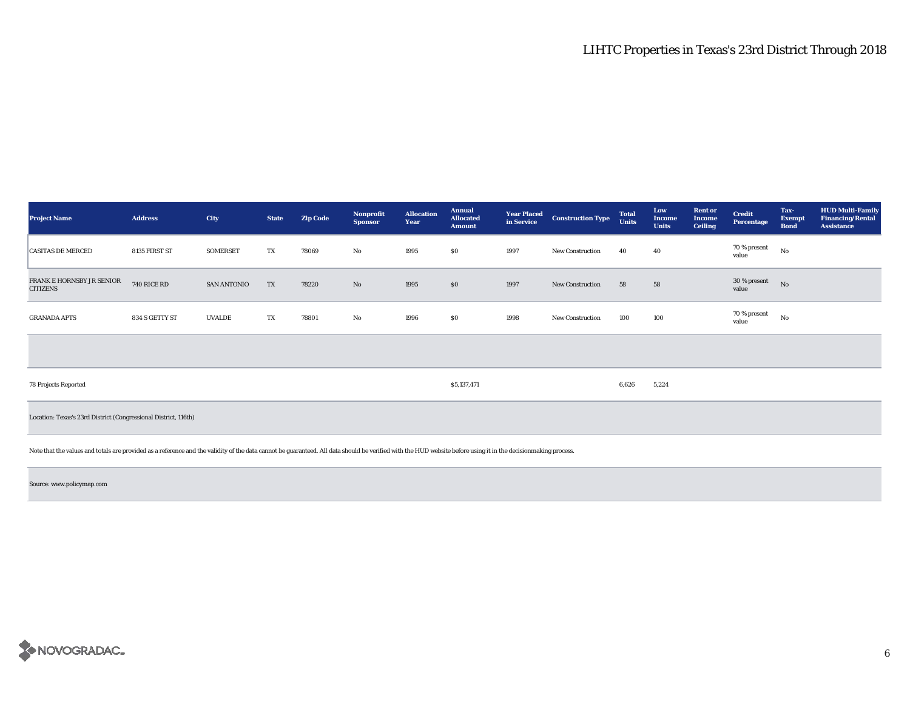| Project Name | Address | City | State | Zip Code | Nonprofit Sponsor | Allocation Year | Annual Allocated Amount | Year Placed in Service | Construction Type | Total Units | Low Income Units | Rent or Income Ceiling | Credit Percentage | Tax-Exempt Bond | HUD Multi-Family Financing/Rental Assistance |
|---|---|---|---|---|---|---|---|---|---|---|---|---|---|---|---|
| CASITAS DE MERCED | 8135 FIRST ST | SOMERSET | TX | 78069 | No | 1995 | $0 | 1997 | New Construction | 40 | 40 | | 70 % present value | No | |
| FRANK E HORNSBY J R SENIOR CITIZENS | 740 RICE RD | SAN ANTONIO | TX | 78220 | No | 1995 | $0 | 1997 | New Construction | 58 | 58 | | 30 % present value | No | |
| GRANADA APTS | 834 S GETTY ST | UVALDE | TX | 78801 | No | 1996 | $0 | 1998 | New Construction | 100 | 100 | | 70 % present value | No | |
| | | | | | | | | | | | | | | | |
| 78 Projects Reported | | | | | | | $5,137,471 | | | 6,626 | 5,224 | | | | |

Location: Texas's 23rd District (Congressional District, 116th)

Note that the values and totals are provided as a reference and the validity of the data cannot be guaranteed. All data should be verified with the HUD website before using it in the decisionmaking process.

Source: www.policymap.com